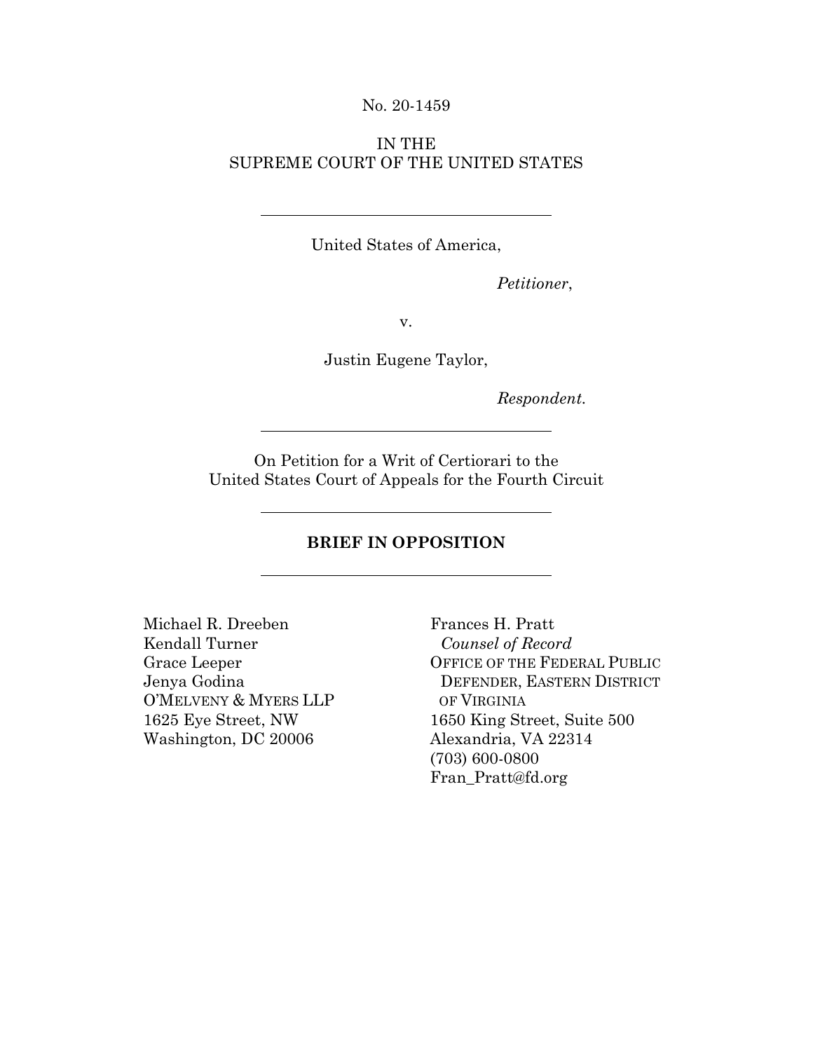No. 20-1459

IN THE
SUPREME COURT OF THE UNITED STATES

---

United States of America,

*Petitioner*,

v.

Justin Eugene Taylor,

*Respondent.*

---

On Petition for a Writ of Certiorari to the
United States Court of Appeals for the Fourth Circuit

---

**BRIEF IN OPPOSITION**

---

Michael R. Dreeben
Kendall Turner
Grace Leeper
Jenya Godina
O'MELVENY & MYERS LLP
1625 Eye Street, NW
Washington, DC 20006

Frances H. Pratt
*Counsel of Record*
OFFICE OF THE FEDERAL PUBLIC DEFENDER, EASTERN DISTRICT OF VIRGINIA
1650 King Street, Suite 500
Alexandria, VA 22314
(703) 600-0800
Fran_Pratt@fd.org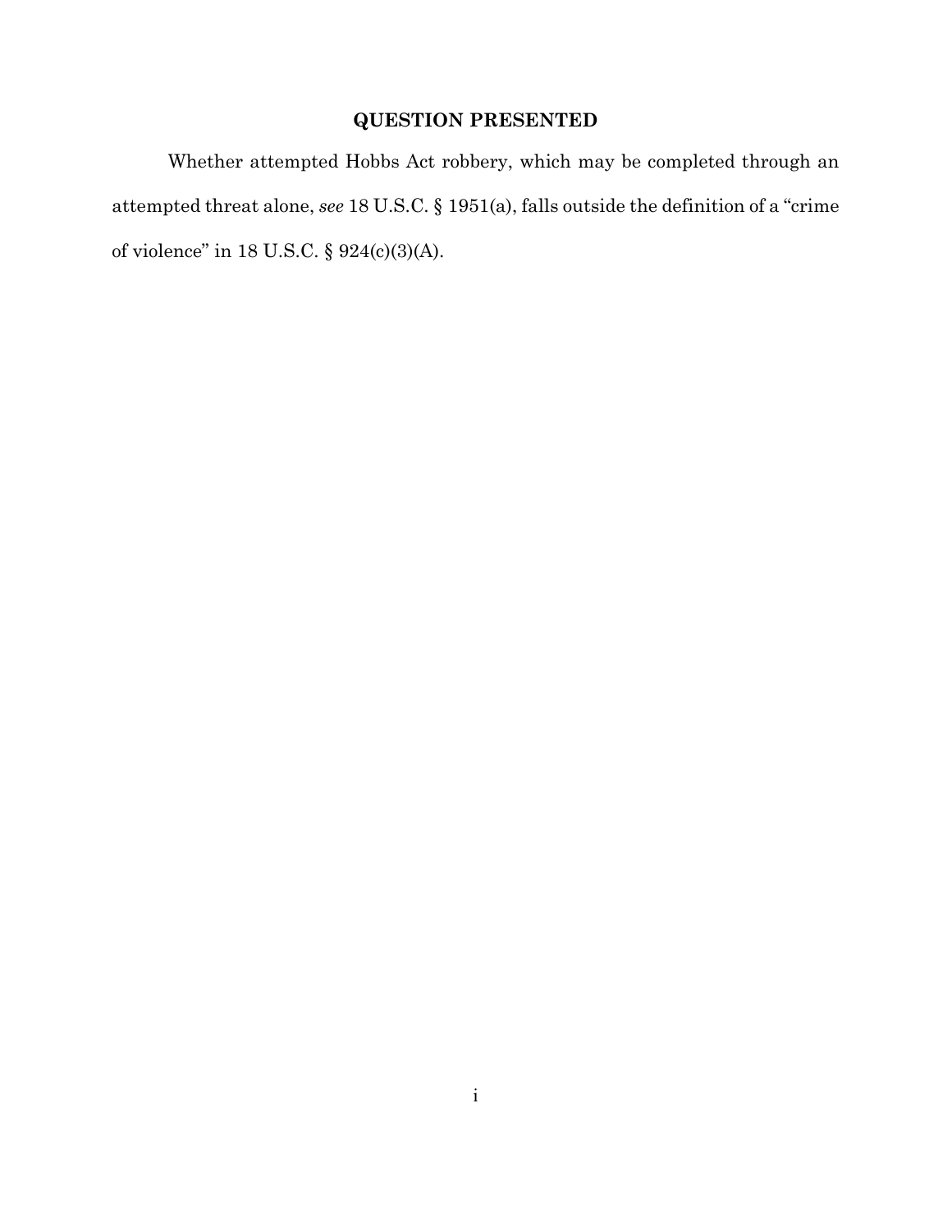## QUESTION PRESENTED

Whether attempted Hobbs Act robbery, which may be completed through an attempted threat alone, *see* 18 U.S.C. § 1951(a), falls outside the definition of a "crime of violence" in 18 U.S.C. § 924(c)(3)(A).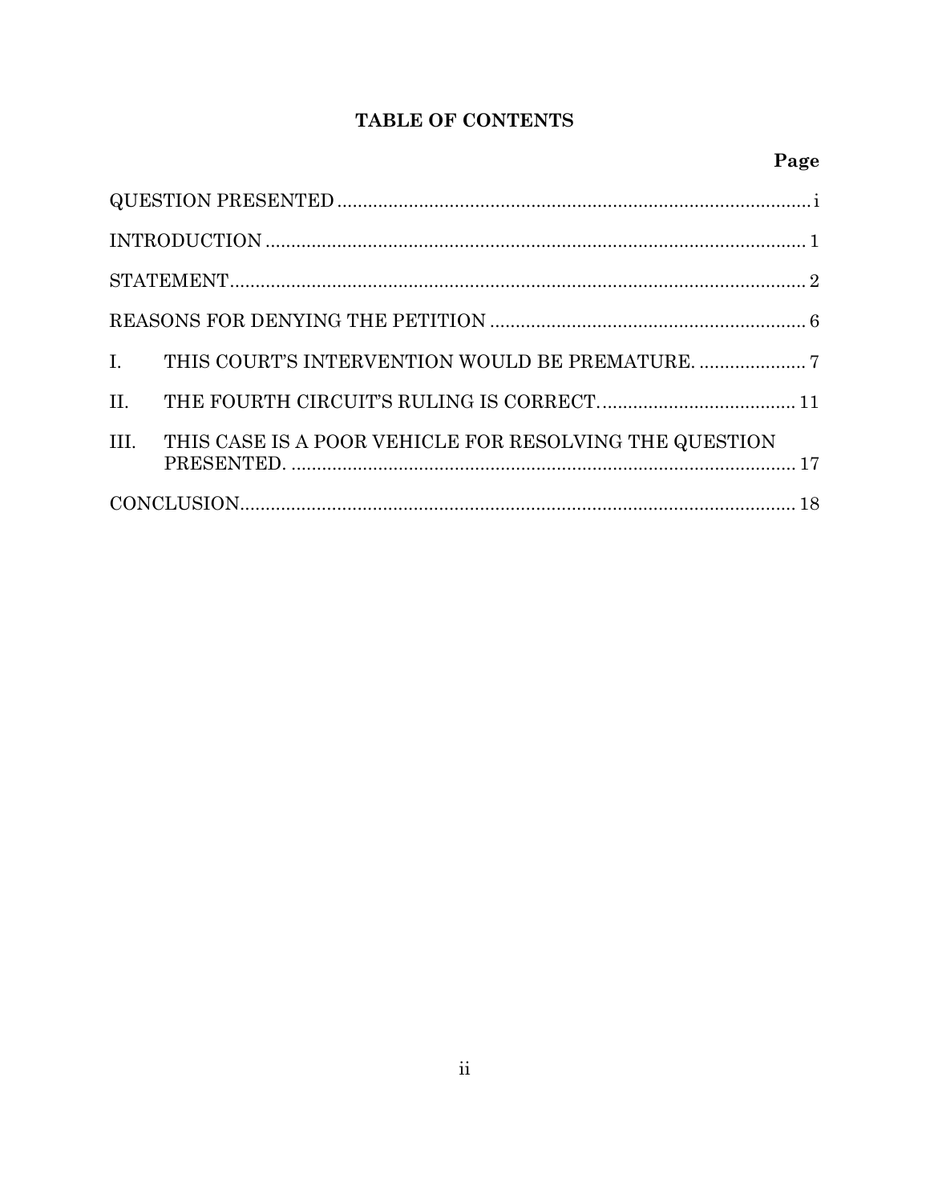# TABLE OF CONTENTS

| | Page |
|---|---|
| QUESTION PRESENTED | i |
| INTRODUCTION | 1 |
| STATEMENT | 2 |
| REASONS FOR DENYING THE PETITION | 6 |
| I. THIS COURT'S INTERVENTION WOULD BE PREMATURE. | 7 |
| II. THE FOURTH CIRCUIT'S RULING IS CORRECT. | 11 |
| III. THIS CASE IS A POOR VEHICLE FOR RESOLVING THE QUESTION PRESENTED. | 17 |
| CONCLUSION | 18 |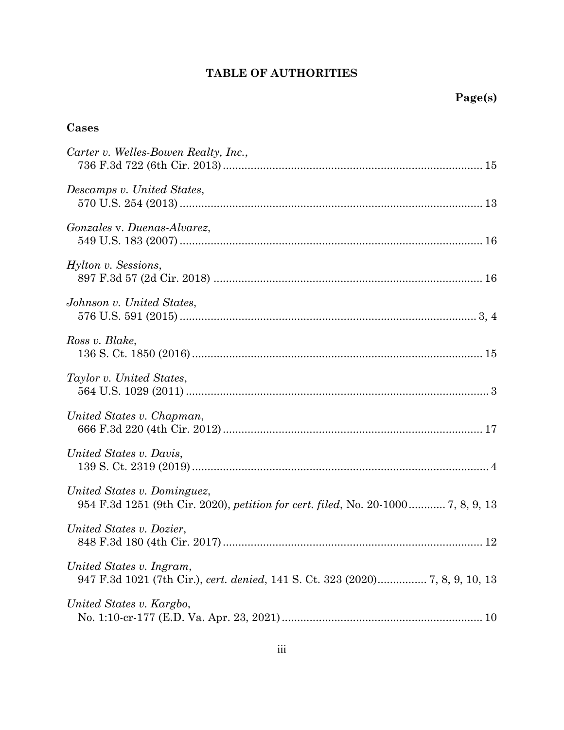# TABLE OF AUTHORITIES

**Page(s)**

## Cases

*Carter v. Welles-Bowen Realty, Inc.*,
736 F.3d 722 (6th Cir. 2013) .......... 15

*Descamps v. United States*,
570 U.S. 254 (2013) .......... 13

*Gonzales* v. *Duenas-Alvarez*,
549 U.S. 183 (2007) .......... 16

*Hylton v. Sessions*,
897 F.3d 57 (2d Cir. 2018) .......... 16

*Johnson v. United States*,
576 U.S. 591 (2015) .......... 3, 4

*Ross v. Blake*,
136 S. Ct. 1850 (2016) .......... 15

*Taylor v. United States*,
564 U.S. 1029 (2011) .......... 3

*United States v. Chapman*,
666 F.3d 220 (4th Cir. 2012) .......... 17

*United States v. Davis*,
139 S. Ct. 2319 (2019) .......... 4

*United States v. Dominguez*,
954 F.3d 1251 (9th Cir. 2020), *petition for cert. filed*, No. 20-1000 .......... 7, 8, 9, 13

*United States v. Dozier*,
848 F.3d 180 (4th Cir. 2017) .......... 12

*United States v. Ingram*,
947 F.3d 1021 (7th Cir.), *cert. denied*, 141 S. Ct. 323 (2020) .......... 7, 8, 9, 10, 13

*United States v. Kargbo*,
No. 1:10-cr-177 (E.D. Va. Apr. 23, 2021) .......... 10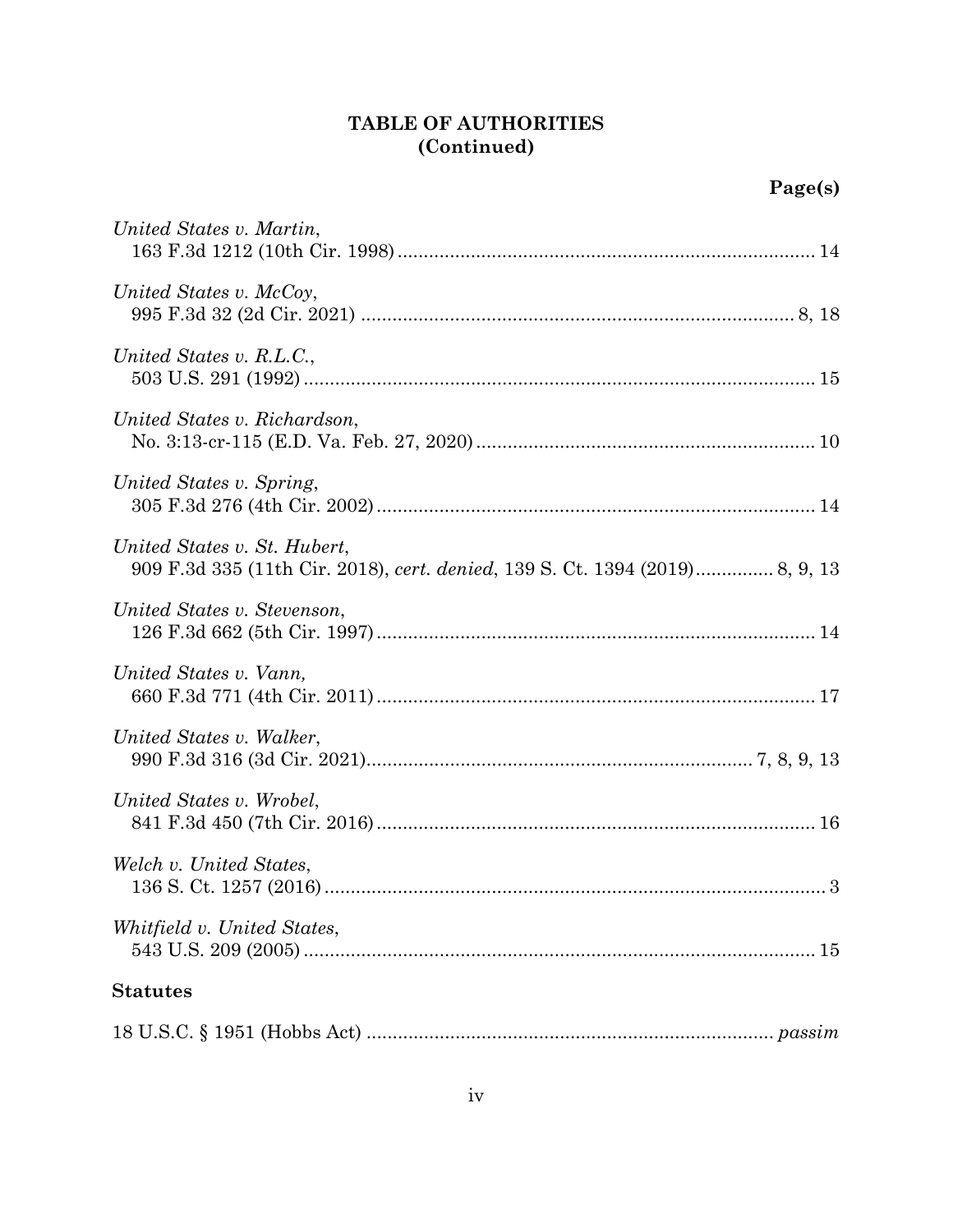**TABLE OF AUTHORITIES**
**(Continued)**

**Page(s)**

*United States v. Martin*,
163 F.3d 1212 (10th Cir. 1998) .............................................................................. 14

*United States v. McCoy*,
995 F.3d 32 (2d Cir. 2021) .................................................................................. 8, 18

*United States v. R.L.C.*,
503 U.S. 291 (1992) ............................................................................................... 15

*United States v. Richardson*,
No. 3:13-cr-115 (E.D. Va. Feb. 27, 2020) ............................................................... 10

*United States v. Spring*,
305 F.3d 276 (4th Cir. 2002) .................................................................................. 14

*United States v. St. Hubert*,
909 F.3d 335 (11th Cir. 2018), *cert. denied*, 139 S. Ct. 1394 (2019).............. 8, 9, 13

*United States v. Stevenson*,
126 F.3d 662 (5th Cir. 1997) .................................................................................. 14

*United States v. Vann,*
660 F.3d 771 (4th Cir. 2011) .................................................................................. 17

*United States v. Walker*,
990 F.3d 316 (3d Cir. 2021)....................................................................... 7, 8, 9, 13

*United States v. Wrobel*,
841 F.3d 450 (7th Cir. 2016) .................................................................................. 16

*Welch v. United States*,
136 S. Ct. 1257 (2016) .............................................................................................. 3

*Whitfield v. United States*,
543 U.S. 209 (2005) ................................................................................................. 15

**Statutes**

18 U.S.C. § 1951 (Hobbs Act) ........................................................................... *passim*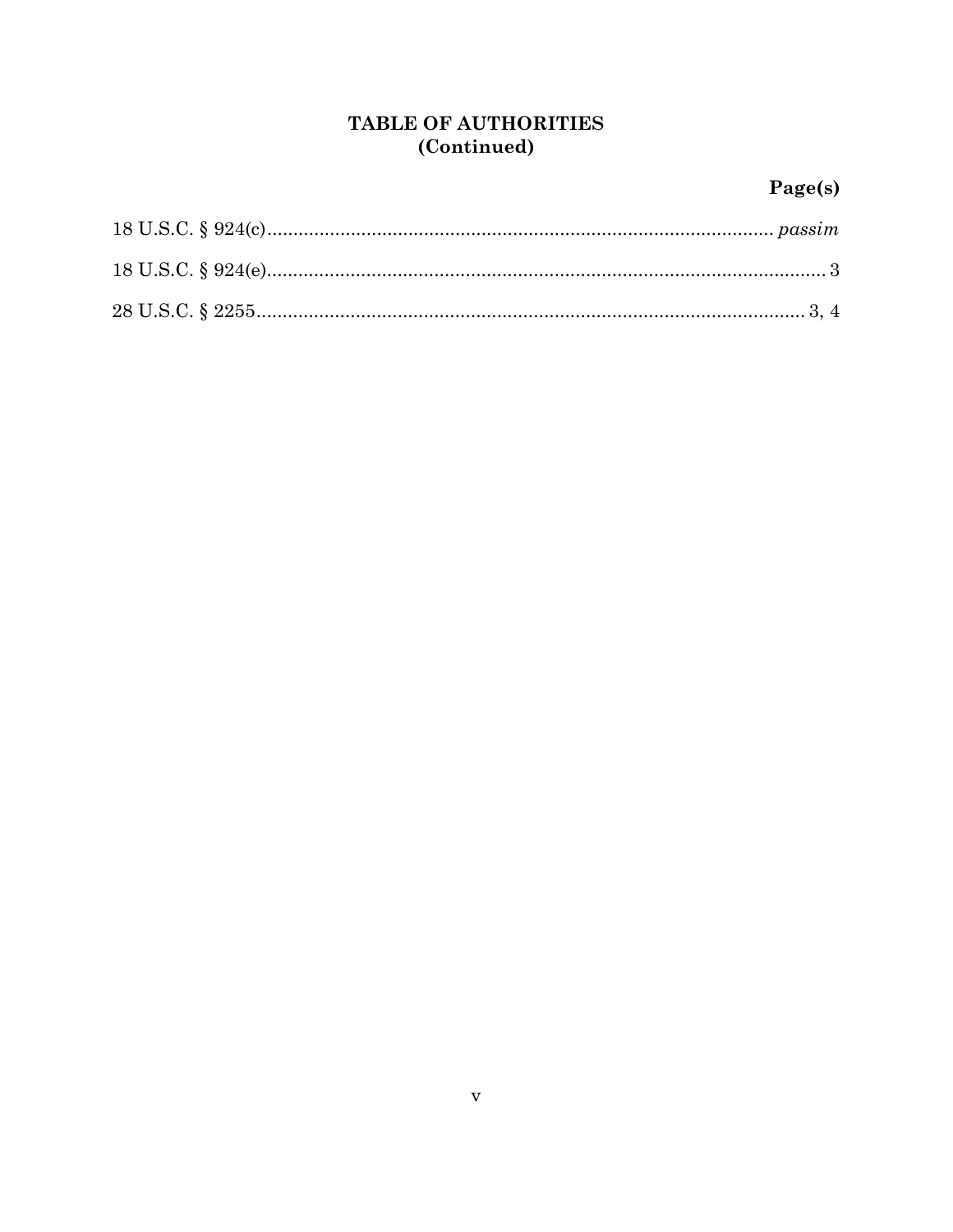## TABLE OF AUTHORITIES
## (Continued)

| | Page(s) |
|---|---|
| 18 U.S.C. § 924(c) | *passim* |
| 18 U.S.C. § 924(e) | 3 |
| 28 U.S.C. § 2255 | 3, 4 |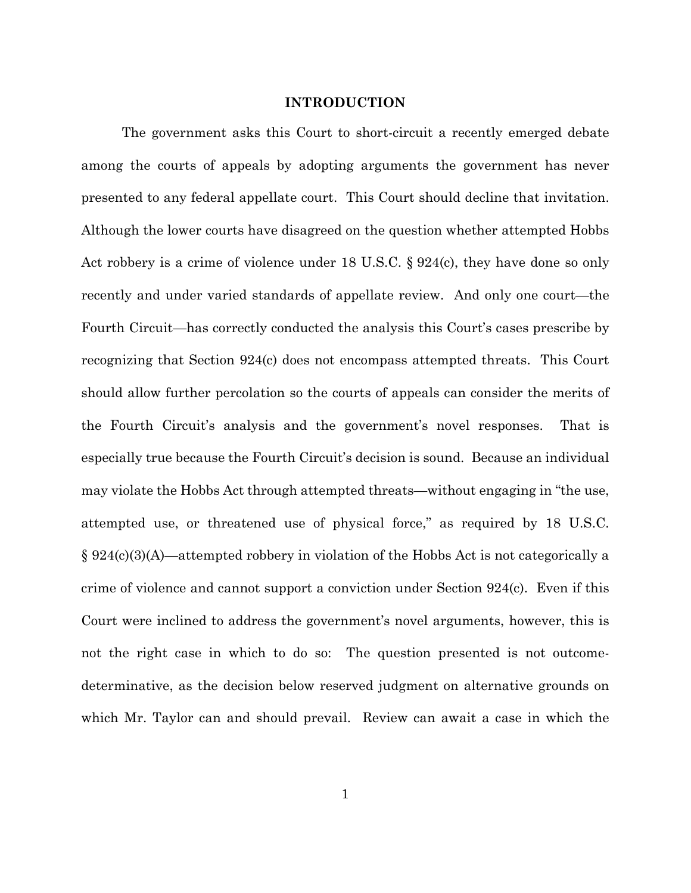## INTRODUCTION

The government asks this Court to short-circuit a recently emerged debate among the courts of appeals by adopting arguments the government has never presented to any federal appellate court. This Court should decline that invitation. Although the lower courts have disagreed on the question whether attempted Hobbs Act robbery is a crime of violence under 18 U.S.C. § 924(c), they have done so only recently and under varied standards of appellate review. And only one court—the Fourth Circuit—has correctly conducted the analysis this Court's cases prescribe by recognizing that Section 924(c) does not encompass attempted threats. This Court should allow further percolation so the courts of appeals can consider the merits of the Fourth Circuit's analysis and the government's novel responses. That is especially true because the Fourth Circuit's decision is sound. Because an individual may violate the Hobbs Act through attempted threats—without engaging in "the use, attempted use, or threatened use of physical force," as required by 18 U.S.C. § 924(c)(3)(A)—attempted robbery in violation of the Hobbs Act is not categorically a crime of violence and cannot support a conviction under Section 924(c). Even if this Court were inclined to address the government's novel arguments, however, this is not the right case in which to do so: The question presented is not outcome-determinative, as the decision below reserved judgment on alternative grounds on which Mr. Taylor can and should prevail. Review can await a case in which the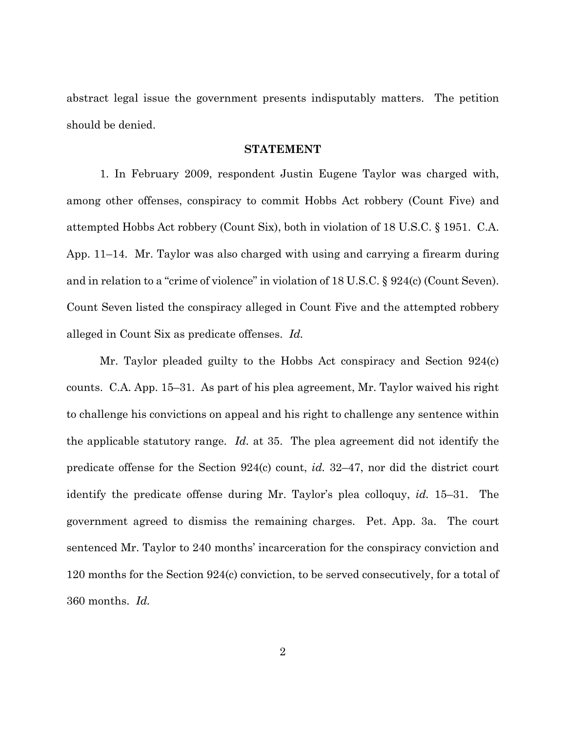abstract legal issue the government presents indisputably matters. The petition should be denied.

## STATEMENT

1. In February 2009, respondent Justin Eugene Taylor was charged with, among other offenses, conspiracy to commit Hobbs Act robbery (Count Five) and attempted Hobbs Act robbery (Count Six), both in violation of 18 U.S.C. § 1951. C.A. App. 11–14. Mr. Taylor was also charged with using and carrying a firearm during and in relation to a "crime of violence" in violation of 18 U.S.C. § 924(c) (Count Seven). Count Seven listed the conspiracy alleged in Count Five and the attempted robbery alleged in Count Six as predicate offenses. *Id.*

Mr. Taylor pleaded guilty to the Hobbs Act conspiracy and Section 924(c) counts. C.A. App. 15–31. As part of his plea agreement, Mr. Taylor waived his right to challenge his convictions on appeal and his right to challenge any sentence within the applicable statutory range. *Id.* at 35. The plea agreement did not identify the predicate offense for the Section 924(c) count, *id.* 32–47, nor did the district court identify the predicate offense during Mr. Taylor's plea colloquy, *id.* 15–31. The government agreed to dismiss the remaining charges. Pet. App. 3a. The court sentenced Mr. Taylor to 240 months' incarceration for the conspiracy conviction and 120 months for the Section 924(c) conviction, to be served consecutively, for a total of 360 months. *Id.*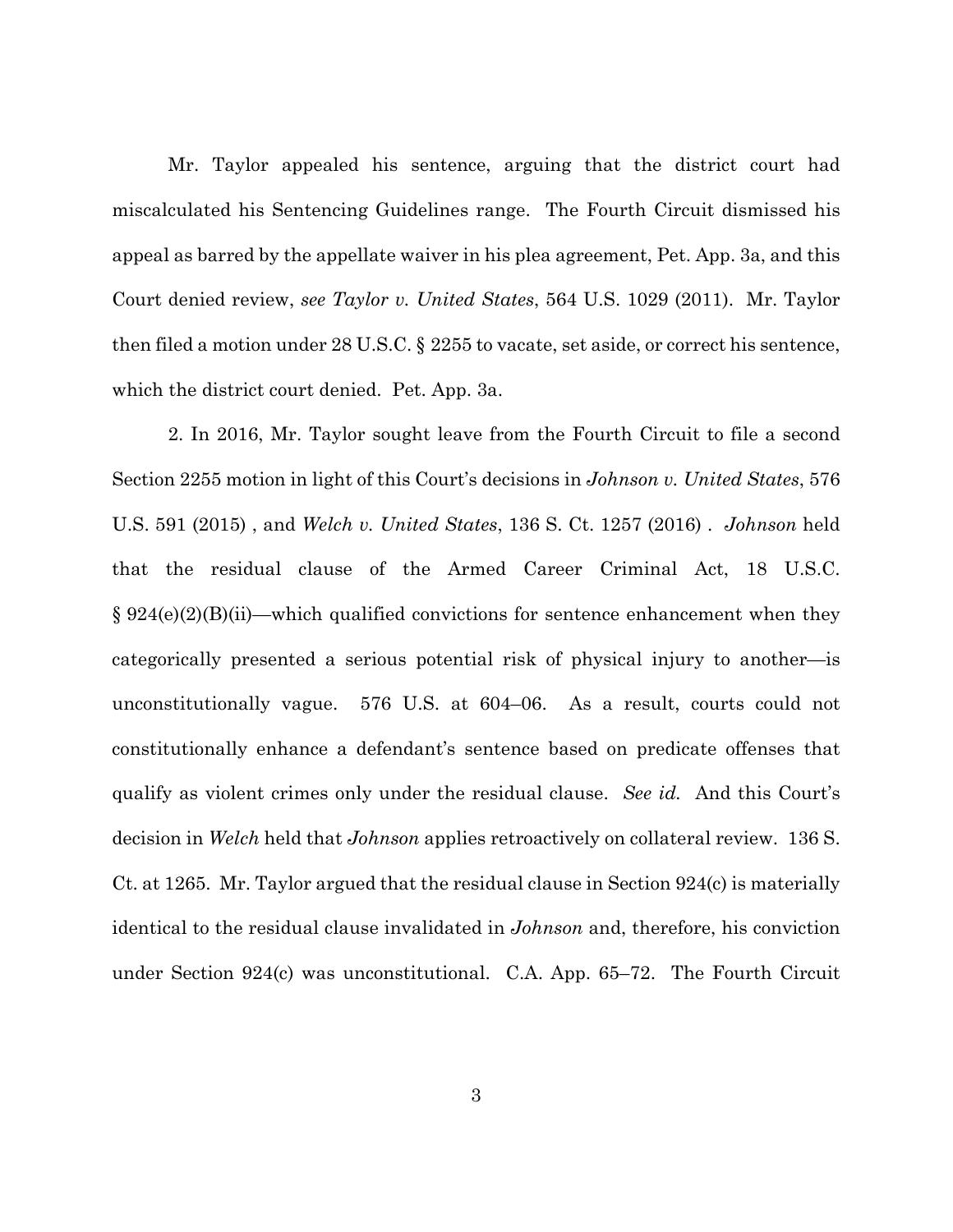Mr. Taylor appealed his sentence, arguing that the district court had miscalculated his Sentencing Guidelines range. The Fourth Circuit dismissed his appeal as barred by the appellate waiver in his plea agreement, Pet. App. 3a, and this Court denied review, *see Taylor v. United States*, 564 U.S. 1029 (2011). Mr. Taylor then filed a motion under 28 U.S.C. § 2255 to vacate, set aside, or correct his sentence, which the district court denied. Pet. App. 3a.

2. In 2016, Mr. Taylor sought leave from the Fourth Circuit to file a second Section 2255 motion in light of this Court's decisions in *Johnson v. United States*, 576 U.S. 591 (2015) , and *Welch v. United States*, 136 S. Ct. 1257 (2016) . *Johnson* held that the residual clause of the Armed Career Criminal Act, 18 U.S.C. § 924(e)(2)(B)(ii)—which qualified convictions for sentence enhancement when they categorically presented a serious potential risk of physical injury to another—is unconstitutionally vague. 576 U.S. at 604–06. As a result, courts could not constitutionally enhance a defendant's sentence based on predicate offenses that qualify as violent crimes only under the residual clause. *See id.* And this Court's decision in *Welch* held that *Johnson* applies retroactively on collateral review. 136 S. Ct. at 1265. Mr. Taylor argued that the residual clause in Section 924(c) is materially identical to the residual clause invalidated in *Johnson* and, therefore, his conviction under Section 924(c) was unconstitutional. C.A. App. 65–72. The Fourth Circuit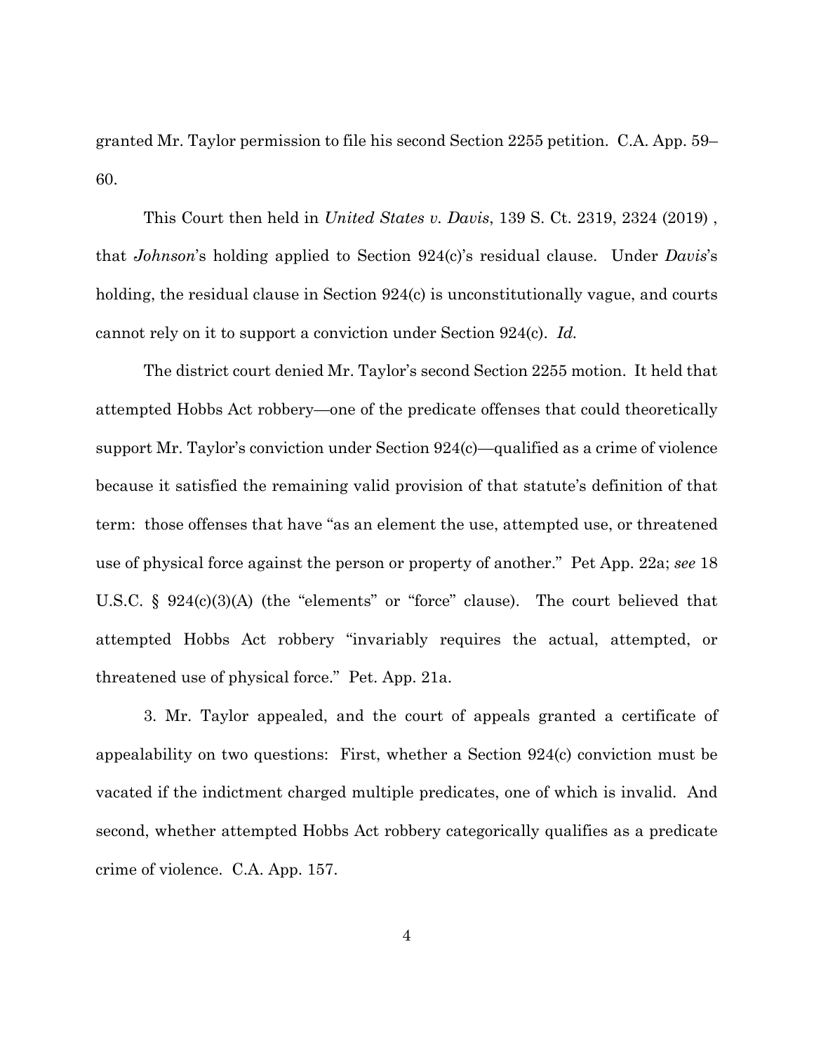granted Mr. Taylor permission to file his second Section 2255 petition. C.A. App. 59–60.

This Court then held in *United States v. Davis*, 139 S. Ct. 2319, 2324 (2019) , that *Johnson*'s holding applied to Section 924(c)'s residual clause. Under *Davis*'s holding, the residual clause in Section 924(c) is unconstitutionally vague, and courts cannot rely on it to support a conviction under Section 924(c). *Id.*

The district court denied Mr. Taylor's second Section 2255 motion. It held that attempted Hobbs Act robbery—one of the predicate offenses that could theoretically support Mr. Taylor's conviction under Section 924(c)—qualified as a crime of violence because it satisfied the remaining valid provision of that statute's definition of that term: those offenses that have "as an element the use, attempted use, or threatened use of physical force against the person or property of another." Pet App. 22a; *see* 18 U.S.C. § 924(c)(3)(A) (the "elements" or "force" clause). The court believed that attempted Hobbs Act robbery "invariably requires the actual, attempted, or threatened use of physical force." Pet. App. 21a.

3. Mr. Taylor appealed, and the court of appeals granted a certificate of appealability on two questions: First, whether a Section 924(c) conviction must be vacated if the indictment charged multiple predicates, one of which is invalid. And second, whether attempted Hobbs Act robbery categorically qualifies as a predicate crime of violence. C.A. App. 157.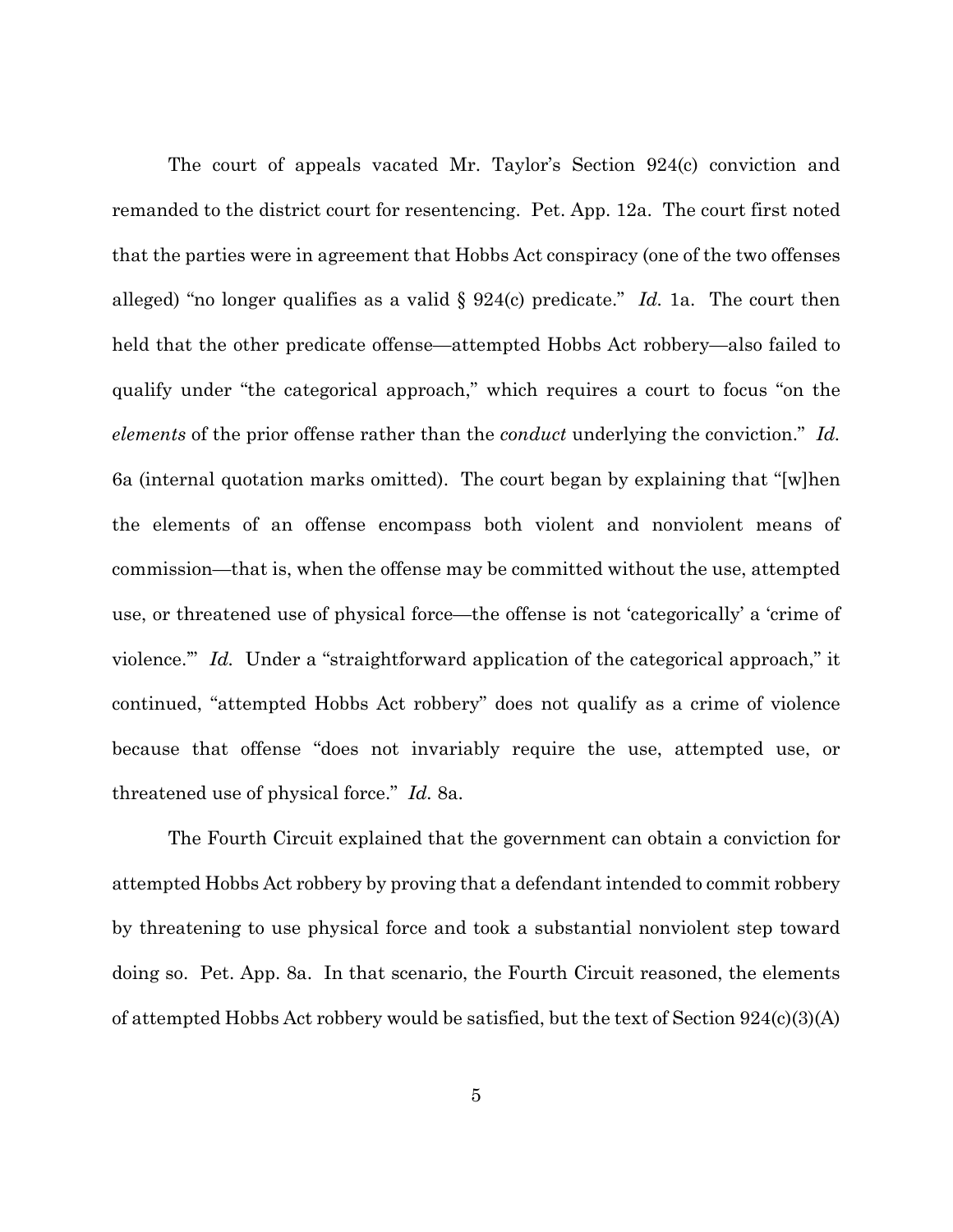The court of appeals vacated Mr. Taylor's Section 924(c) conviction and remanded to the district court for resentencing. Pet. App. 12a. The court first noted that the parties were in agreement that Hobbs Act conspiracy (one of the two offenses alleged) "no longer qualifies as a valid § 924(c) predicate." *Id.* 1a. The court then held that the other predicate offense—attempted Hobbs Act robbery—also failed to qualify under "the categorical approach," which requires a court to focus "on the *elements* of the prior offense rather than the *conduct* underlying the conviction." *Id.* 6a (internal quotation marks omitted). The court began by explaining that "[w]hen the elements of an offense encompass both violent and nonviolent means of commission—that is, when the offense may be committed without the use, attempted use, or threatened use of physical force—the offense is not 'categorically' a 'crime of violence.'" *Id.* Under a "straightforward application of the categorical approach," it continued, "attempted Hobbs Act robbery" does not qualify as a crime of violence because that offense "does not invariably require the use, attempted use, or threatened use of physical force." *Id.* 8a.

The Fourth Circuit explained that the government can obtain a conviction for attempted Hobbs Act robbery by proving that a defendant intended to commit robbery by threatening to use physical force and took a substantial nonviolent step toward doing so. Pet. App. 8a. In that scenario, the Fourth Circuit reasoned, the elements of attempted Hobbs Act robbery would be satisfied, but the text of Section 924(c)(3)(A)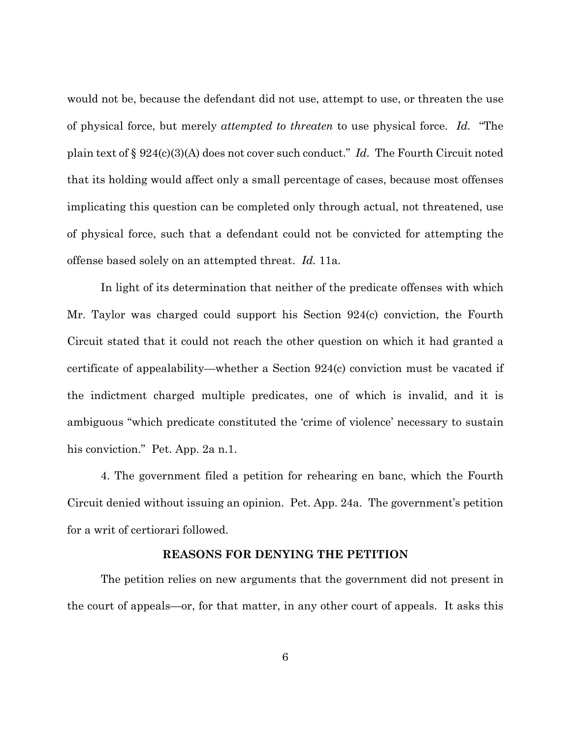would not be, because the defendant did not use, attempt to use, or threaten the use of physical force, but merely *attempted to threaten* to use physical force. *Id.* "The plain text of § 924(c)(3)(A) does not cover such conduct." *Id.* The Fourth Circuit noted that its holding would affect only a small percentage of cases, because most offenses implicating this question can be completed only through actual, not threatened, use of physical force, such that a defendant could not be convicted for attempting the offense based solely on an attempted threat. *Id.* 11a.

In light of its determination that neither of the predicate offenses with which Mr. Taylor was charged could support his Section 924(c) conviction, the Fourth Circuit stated that it could not reach the other question on which it had granted a certificate of appealability—whether a Section 924(c) conviction must be vacated if the indictment charged multiple predicates, one of which is invalid, and it is ambiguous "which predicate constituted the 'crime of violence' necessary to sustain his conviction." Pet. App. 2a n.1.

4. The government filed a petition for rehearing en banc, which the Fourth Circuit denied without issuing an opinion. Pet. App. 24a. The government's petition for a writ of certiorari followed.

**REASONS FOR DENYING THE PETITION**

The petition relies on new arguments that the government did not present in the court of appeals—or, for that matter, in any other court of appeals. It asks this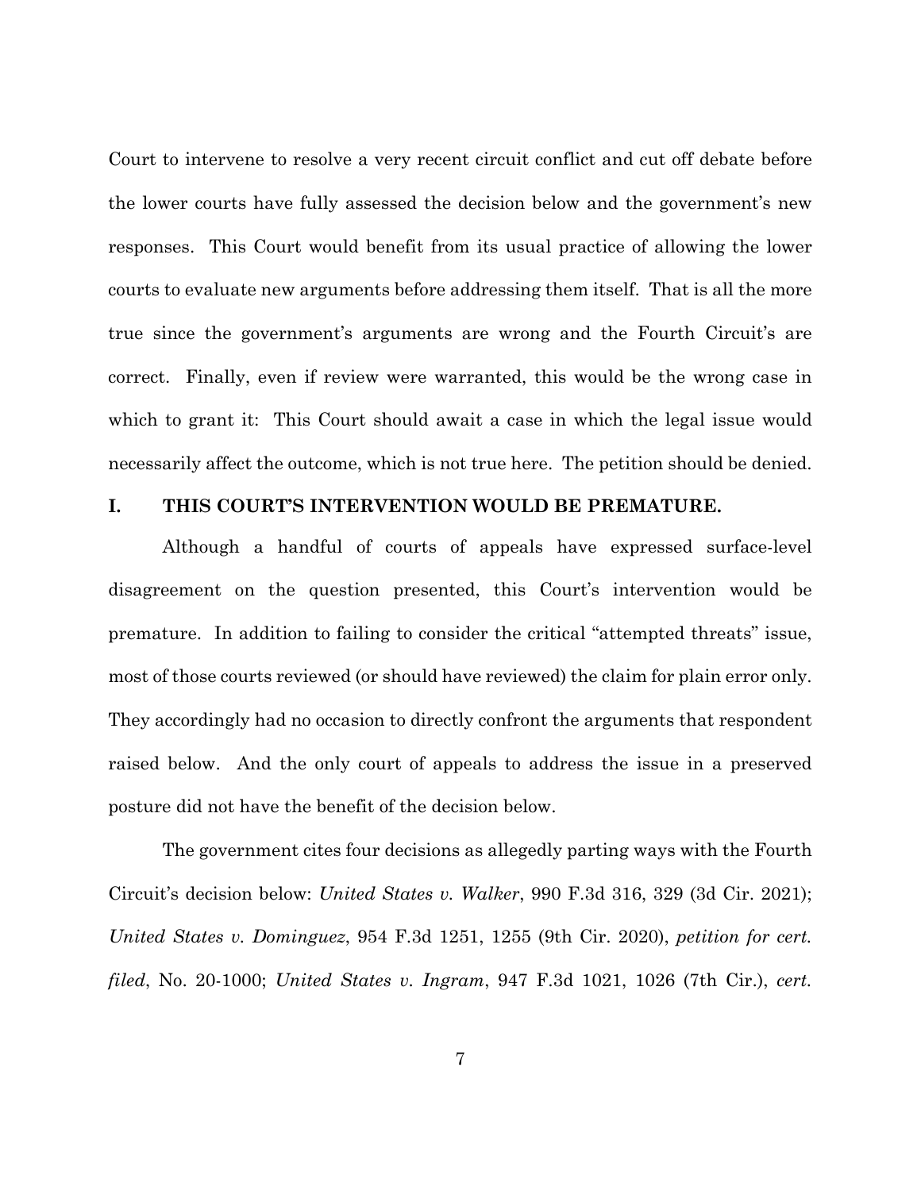Court to intervene to resolve a very recent circuit conflict and cut off debate before the lower courts have fully assessed the decision below and the government's new responses. This Court would benefit from its usual practice of allowing the lower courts to evaluate new arguments before addressing them itself. That is all the more true since the government's arguments are wrong and the Fourth Circuit's are correct. Finally, even if review were warranted, this would be the wrong case in which to grant it: This Court should await a case in which the legal issue would necessarily affect the outcome, which is not true here. The petition should be denied.

## I. THIS COURT'S INTERVENTION WOULD BE PREMATURE.

Although a handful of courts of appeals have expressed surface-level disagreement on the question presented, this Court's intervention would be premature. In addition to failing to consider the critical "attempted threats" issue, most of those courts reviewed (or should have reviewed) the claim for plain error only. They accordingly had no occasion to directly confront the arguments that respondent raised below. And the only court of appeals to address the issue in a preserved posture did not have the benefit of the decision below.

The government cites four decisions as allegedly parting ways with the Fourth Circuit's decision below: *United States v. Walker*, 990 F.3d 316, 329 (3d Cir. 2021); *United States v. Dominguez*, 954 F.3d 1251, 1255 (9th Cir. 2020), *petition for cert. filed*, No. 20-1000; *United States v. Ingram*, 947 F.3d 1021, 1026 (7th Cir.), *cert.*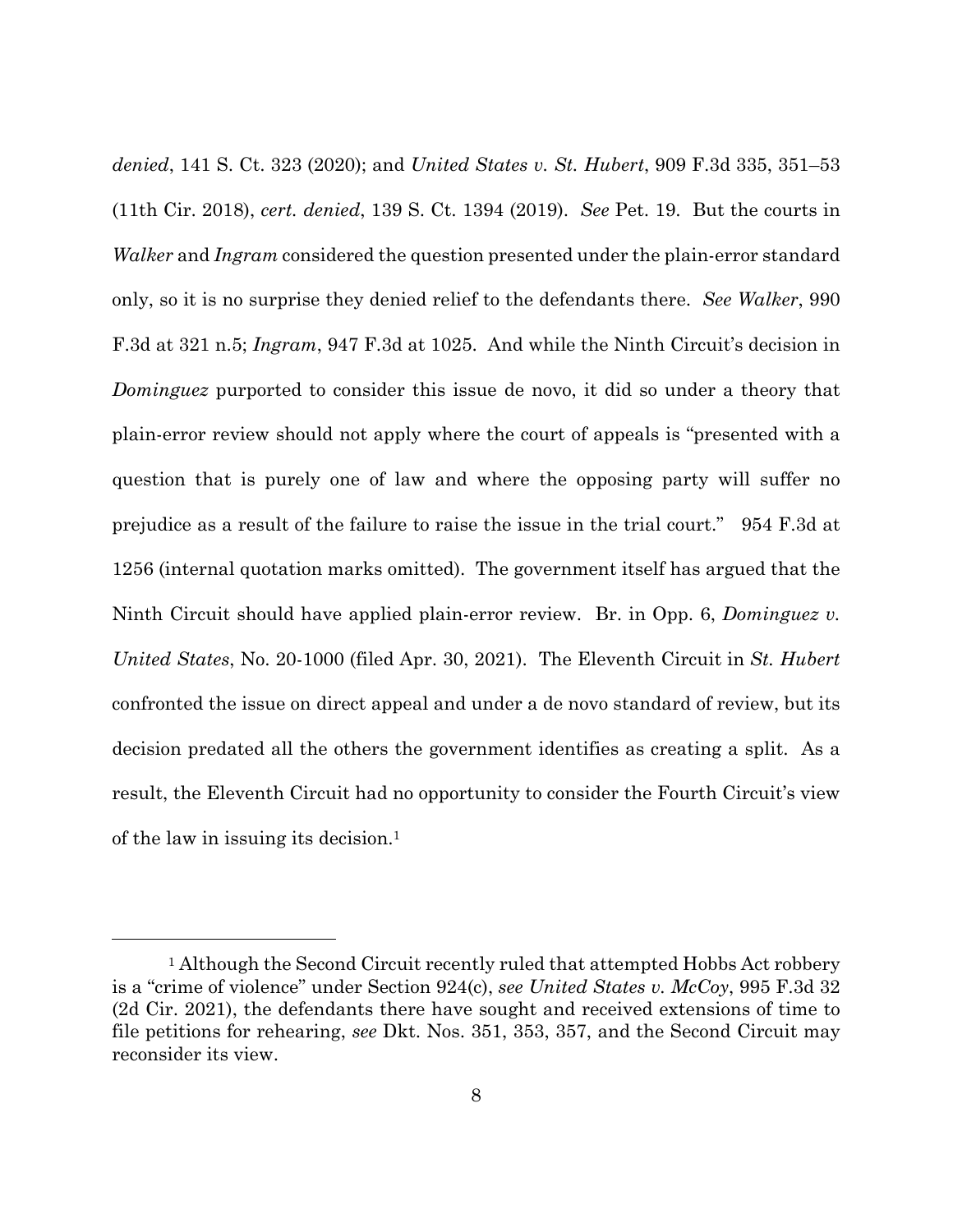*denied*, 141 S. Ct. 323 (2020); and *United States v. St. Hubert*, 909 F.3d 335, 351–53 (11th Cir. 2018), *cert. denied*, 139 S. Ct. 1394 (2019). *See* Pet. 19. But the courts in *Walker* and *Ingram* considered the question presented under the plain-error standard only, so it is no surprise they denied relief to the defendants there. *See Walker*, 990 F.3d at 321 n.5; *Ingram*, 947 F.3d at 1025. And while the Ninth Circuit's decision in *Dominguez* purported to consider this issue de novo, it did so under a theory that plain-error review should not apply where the court of appeals is "presented with a question that is purely one of law and where the opposing party will suffer no prejudice as a result of the failure to raise the issue in the trial court." 954 F.3d at 1256 (internal quotation marks omitted). The government itself has argued that the Ninth Circuit should have applied plain-error review. Br. in Opp. 6, *Dominguez v. United States*, No. 20-1000 (filed Apr. 30, 2021). The Eleventh Circuit in *St. Hubert* confronted the issue on direct appeal and under a de novo standard of review, but its decision predated all the others the government identifies as creating a split. As a result, the Eleventh Circuit had no opportunity to consider the Fourth Circuit's view of the law in issuing its decision.[1]

---

[1] Although the Second Circuit recently ruled that attempted Hobbs Act robbery is a "crime of violence" under Section 924(c), *see United States v. McCoy*, 995 F.3d 32 (2d Cir. 2021), the defendants there have sought and received extensions of time to file petitions for rehearing, *see* Dkt. Nos. 351, 353, 357, and the Second Circuit may reconsider its view.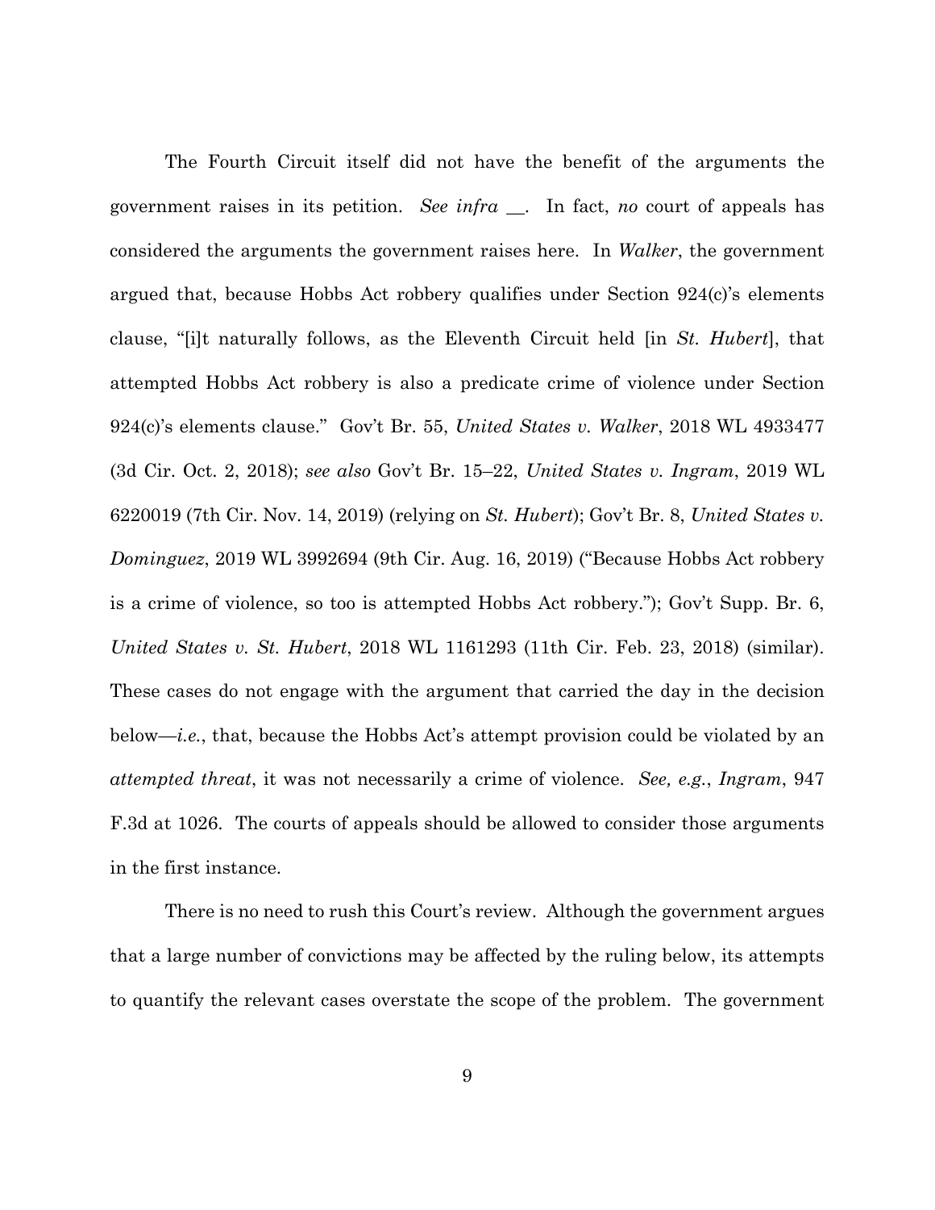The Fourth Circuit itself did not have the benefit of the arguments the government raises in its petition. *See infra* __. In fact, *no* court of appeals has considered the arguments the government raises here. In *Walker*, the government argued that, because Hobbs Act robbery qualifies under Section 924(c)'s elements clause, "[i]t naturally follows, as the Eleventh Circuit held [in *St. Hubert*], that attempted Hobbs Act robbery is also a predicate crime of violence under Section 924(c)'s elements clause." Gov't Br. 55, *United States v. Walker*, 2018 WL 4933477 (3d Cir. Oct. 2, 2018); *see also* Gov't Br. 15–22, *United States v. Ingram*, 2019 WL 6220019 (7th Cir. Nov. 14, 2019) (relying on *St. Hubert*); Gov't Br. 8, *United States v. Dominguez*, 2019 WL 3992694 (9th Cir. Aug. 16, 2019) ("Because Hobbs Act robbery is a crime of violence, so too is attempted Hobbs Act robbery."); Gov't Supp. Br. 6, *United States v. St. Hubert*, 2018 WL 1161293 (11th Cir. Feb. 23, 2018) (similar). These cases do not engage with the argument that carried the day in the decision below—*i.e.*, that, because the Hobbs Act's attempt provision could be violated by an *attempted threat*, it was not necessarily a crime of violence. *See, e.g.*, *Ingram*, 947 F.3d at 1026. The courts of appeals should be allowed to consider those arguments in the first instance.

There is no need to rush this Court's review. Although the government argues that a large number of convictions may be affected by the ruling below, its attempts to quantify the relevant cases overstate the scope of the problem. The government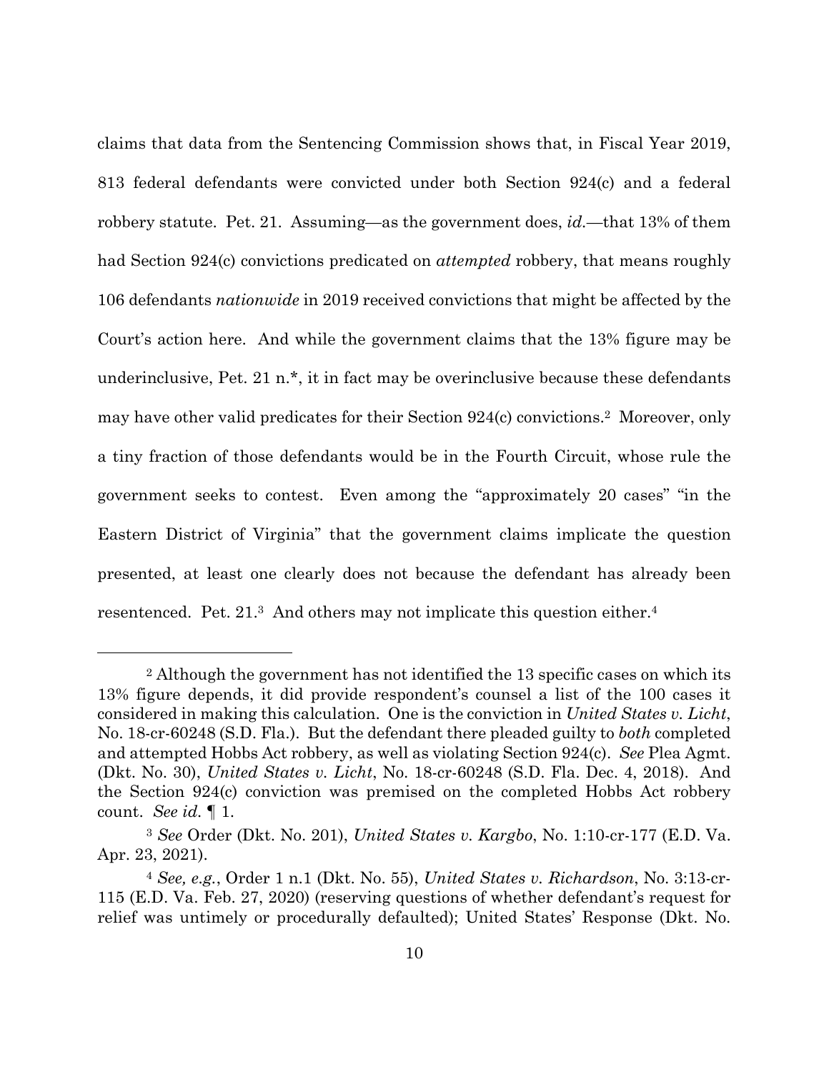claims that data from the Sentencing Commission shows that, in Fiscal Year 2019, 813 federal defendants were convicted under both Section 924(c) and a federal robbery statute. Pet. 21. Assuming—as the government does, *id.*—that 13% of them had Section 924(c) convictions predicated on *attempted* robbery, that means roughly 106 defendants *nationwide* in 2019 received convictions that might be affected by the Court's action here. And while the government claims that the 13% figure may be underinclusive, Pet. 21 n.*, it in fact may be overinclusive because these defendants may have other valid predicates for their Section 924(c) convictions.[2] Moreover, only a tiny fraction of those defendants would be in the Fourth Circuit, whose rule the government seeks to contest. Even among the "approximately 20 cases" "in the Eastern District of Virginia" that the government claims implicate the question presented, at least one clearly does not because the defendant has already been resentenced. Pet. 21.[3] And others may not implicate this question either.[4]

---

[2] Although the government has not identified the 13 specific cases on which its 13% figure depends, it did provide respondent's counsel a list of the 100 cases it considered in making this calculation. One is the conviction in *United States v. Licht*, No. 18-cr-60248 (S.D. Fla.). But the defendant there pleaded guilty to *both* completed and attempted Hobbs Act robbery, as well as violating Section 924(c). *See* Plea Agmt. (Dkt. No. 30), *United States v. Licht*, No. 18-cr-60248 (S.D. Fla. Dec. 4, 2018). And the Section 924(c) conviction was premised on the completed Hobbs Act robbery count. *See id.* ¶ 1.

[3] *See* Order (Dkt. No. 201), *United States v. Kargbo*, No. 1:10-cr-177 (E.D. Va. Apr. 23, 2021).

[4] *See, e.g.*, Order 1 n.1 (Dkt. No. 55), *United States v. Richardson*, No. 3:13-cr-115 (E.D. Va. Feb. 27, 2020) (reserving questions of whether defendant's request for relief was untimely or procedurally defaulted); United States' Response (Dkt. No.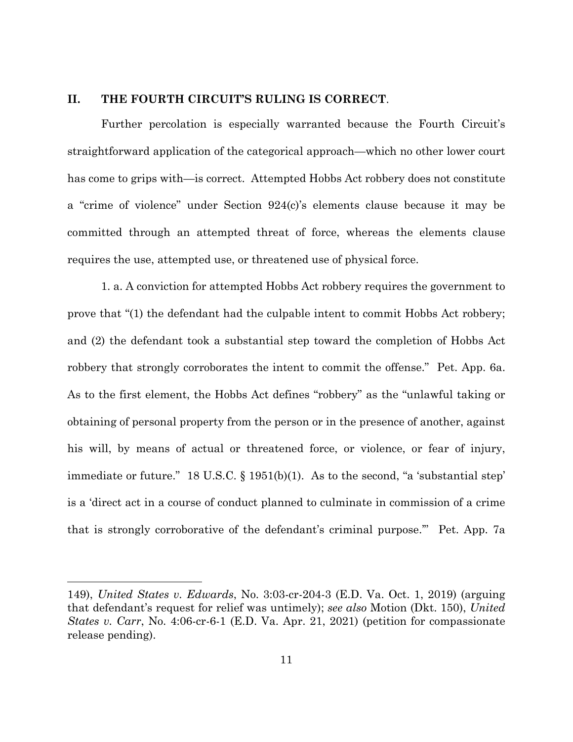## II. THE FOURTH CIRCUIT'S RULING IS CORRECT.

Further percolation is especially warranted because the Fourth Circuit's straightforward application of the categorical approach—which no other lower court has come to grips with—is correct. Attempted Hobbs Act robbery does not constitute a "crime of violence" under Section 924(c)'s elements clause because it may be committed through an attempted threat of force, whereas the elements clause requires the use, attempted use, or threatened use of physical force.

1. a. A conviction for attempted Hobbs Act robbery requires the government to prove that "(1) the defendant had the culpable intent to commit Hobbs Act robbery; and (2) the defendant took a substantial step toward the completion of Hobbs Act robbery that strongly corroborates the intent to commit the offense." Pet. App. 6a. As to the first element, the Hobbs Act defines "robbery" as the "unlawful taking or obtaining of personal property from the person or in the presence of another, against his will, by means of actual or threatened force, or violence, or fear of injury, immediate or future." 18 U.S.C. § 1951(b)(1). As to the second, "a 'substantial step' is a 'direct act in a course of conduct planned to culminate in commission of a crime that is strongly corroborative of the defendant's criminal purpose.'" Pet. App. 7a

---

149), *United States v. Edwards*, No. 3:03-cr-204-3 (E.D. Va. Oct. 1, 2019) (arguing that defendant's request for relief was untimely); *see also* Motion (Dkt. 150), *United States v. Carr*, No. 4:06-cr-6-1 (E.D. Va. Apr. 21, 2021) (petition for compassionate release pending).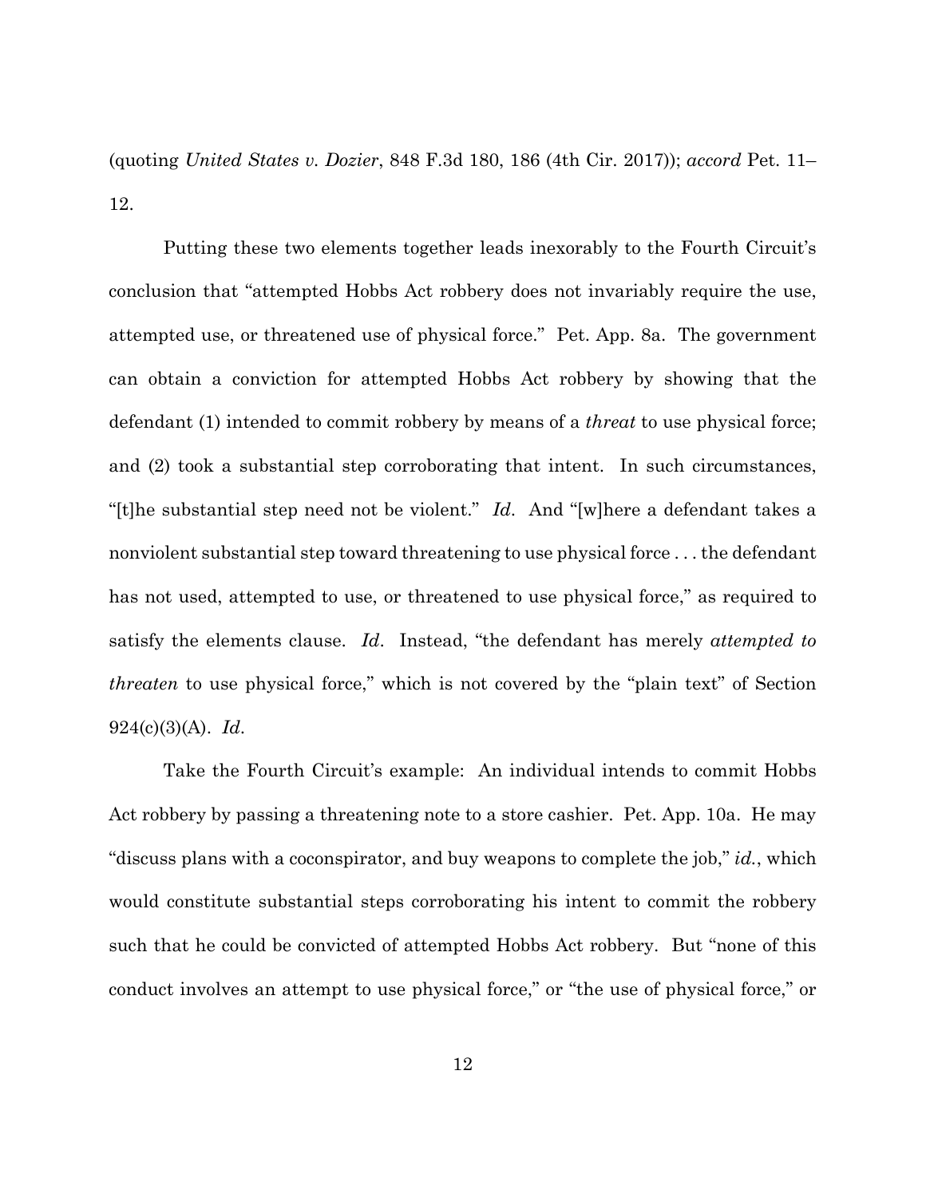(quoting *United States v. Dozier*, 848 F.3d 180, 186 (4th Cir. 2017)); *accord* Pet. 11–12.

Putting these two elements together leads inexorably to the Fourth Circuit's conclusion that "attempted Hobbs Act robbery does not invariably require the use, attempted use, or threatened use of physical force." Pet. App. 8a. The government can obtain a conviction for attempted Hobbs Act robbery by showing that the defendant (1) intended to commit robbery by means of a *threat* to use physical force; and (2) took a substantial step corroborating that intent. In such circumstances, "[t]he substantial step need not be violent." *Id*. And "[w]here a defendant takes a nonviolent substantial step toward threatening to use physical force . . . the defendant has not used, attempted to use, or threatened to use physical force," as required to satisfy the elements clause. *Id*. Instead, "the defendant has merely *attempted to threaten* to use physical force," which is not covered by the "plain text" of Section 924(c)(3)(A). *Id*.

Take the Fourth Circuit's example: An individual intends to commit Hobbs Act robbery by passing a threatening note to a store cashier. Pet. App. 10a. He may "discuss plans with a coconspirator, and buy weapons to complete the job," *id.*, which would constitute substantial steps corroborating his intent to commit the robbery such that he could be convicted of attempted Hobbs Act robbery. But "none of this conduct involves an attempt to use physical force," or "the use of physical force," or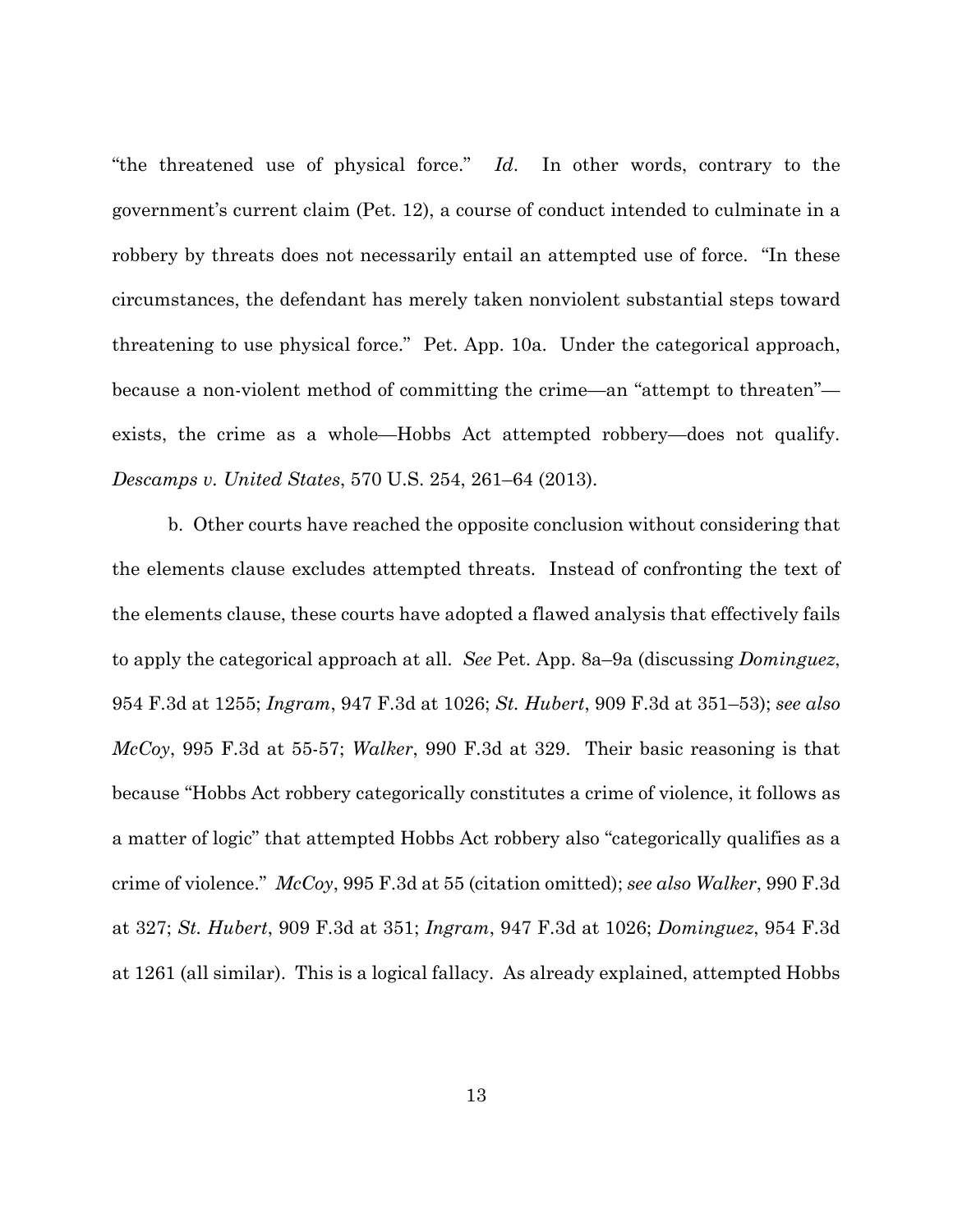"the threatened use of physical force." *Id*. In other words, contrary to the government's current claim (Pet. 12), a course of conduct intended to culminate in a robbery by threats does not necessarily entail an attempted use of force. "In these circumstances, the defendant has merely taken nonviolent substantial steps toward threatening to use physical force." Pet. App. 10a. Under the categorical approach, because a non-violent method of committing the crime—an "attempt to threaten"—exists, the crime as a whole—Hobbs Act attempted robbery—does not qualify. *Descamps v. United States*, 570 U.S. 254, 261–64 (2013).

b. Other courts have reached the opposite conclusion without considering that the elements clause excludes attempted threats. Instead of confronting the text of the elements clause, these courts have adopted a flawed analysis that effectively fails to apply the categorical approach at all. *See* Pet. App. 8a–9a (discussing *Dominguez*, 954 F.3d at 1255; *Ingram*, 947 F.3d at 1026; *St. Hubert*, 909 F.3d at 351–53); *see also McCoy*, 995 F.3d at 55-57; *Walker*, 990 F.3d at 329. Their basic reasoning is that because "Hobbs Act robbery categorically constitutes a crime of violence, it follows as a matter of logic" that attempted Hobbs Act robbery also "categorically qualifies as a crime of violence." *McCoy*, 995 F.3d at 55 (citation omitted); *see also Walker*, 990 F.3d at 327; *St. Hubert*, 909 F.3d at 351; *Ingram*, 947 F.3d at 1026; *Dominguez*, 954 F.3d at 1261 (all similar). This is a logical fallacy. As already explained, attempted Hobbs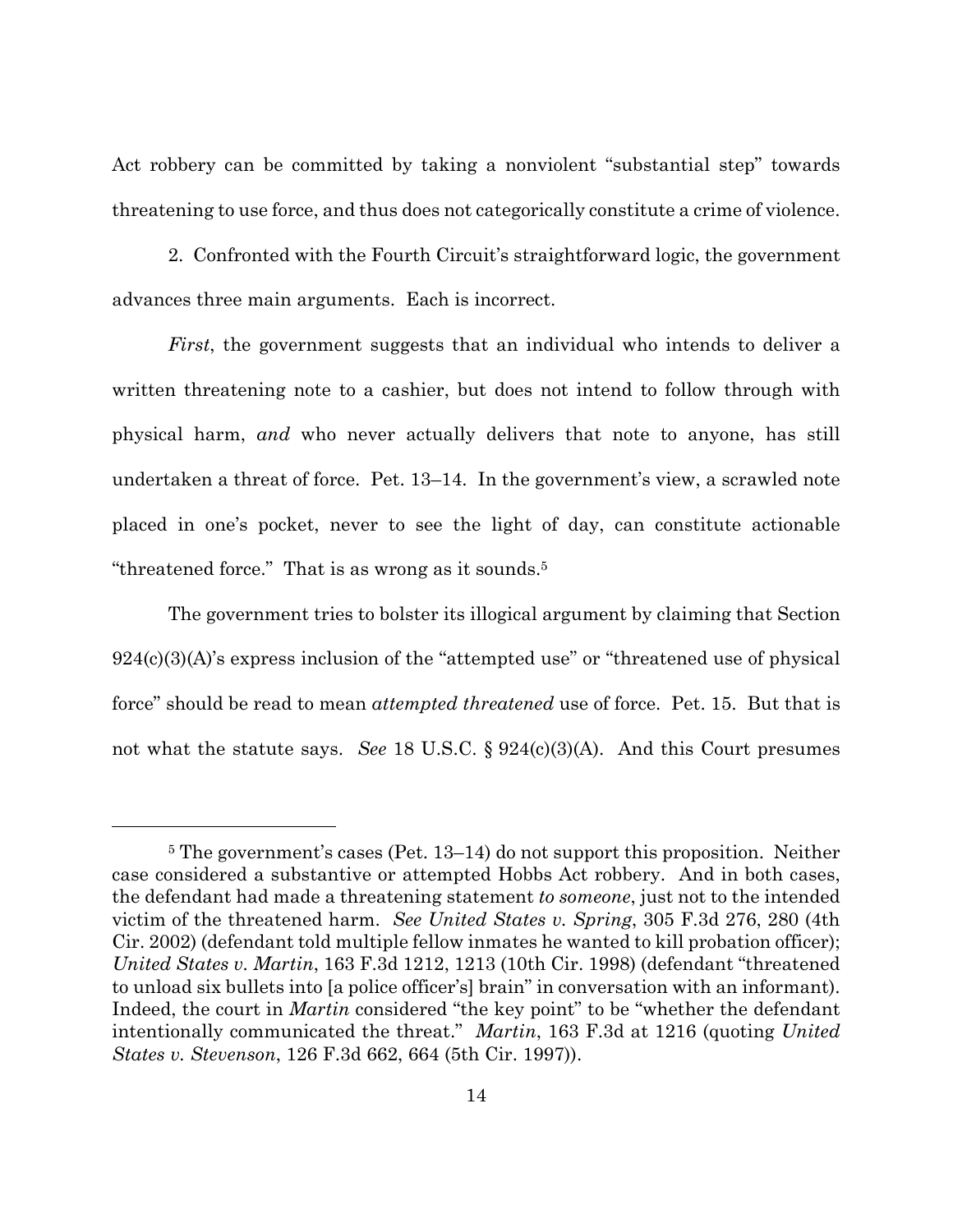Act robbery can be committed by taking a nonviolent "substantial step" towards threatening to use force, and thus does not categorically constitute a crime of violence.

2. Confronted with the Fourth Circuit's straightforward logic, the government advances three main arguments. Each is incorrect.

*First*, the government suggests that an individual who intends to deliver a written threatening note to a cashier, but does not intend to follow through with physical harm, *and* who never actually delivers that note to anyone, has still undertaken a threat of force. Pet. 13–14. In the government's view, a scrawled note placed in one's pocket, never to see the light of day, can constitute actionable "threatened force." That is as wrong as it sounds.[5]

The government tries to bolster its illogical argument by claiming that Section 924(c)(3)(A)'s express inclusion of the "attempted use" or "threatened use of physical force" should be read to mean *attempted threatened* use of force. Pet. 15. But that is not what the statute says. *See* 18 U.S.C. § 924(c)(3)(A). And this Court presumes

---

[5] The government's cases (Pet. 13–14) do not support this proposition. Neither case considered a substantive or attempted Hobbs Act robbery. And in both cases, the defendant had made a threatening statement *to someone*, just not to the intended victim of the threatened harm. *See United States v. Spring*, 305 F.3d 276, 280 (4th Cir. 2002) (defendant told multiple fellow inmates he wanted to kill probation officer); *United States v. Martin*, 163 F.3d 1212, 1213 (10th Cir. 1998) (defendant "threatened to unload six bullets into [a police officer's] brain" in conversation with an informant). Indeed, the court in *Martin* considered "the key point" to be "whether the defendant intentionally communicated the threat." *Martin*, 163 F.3d at 1216 (quoting *United States v. Stevenson*, 126 F.3d 662, 664 (5th Cir. 1997)).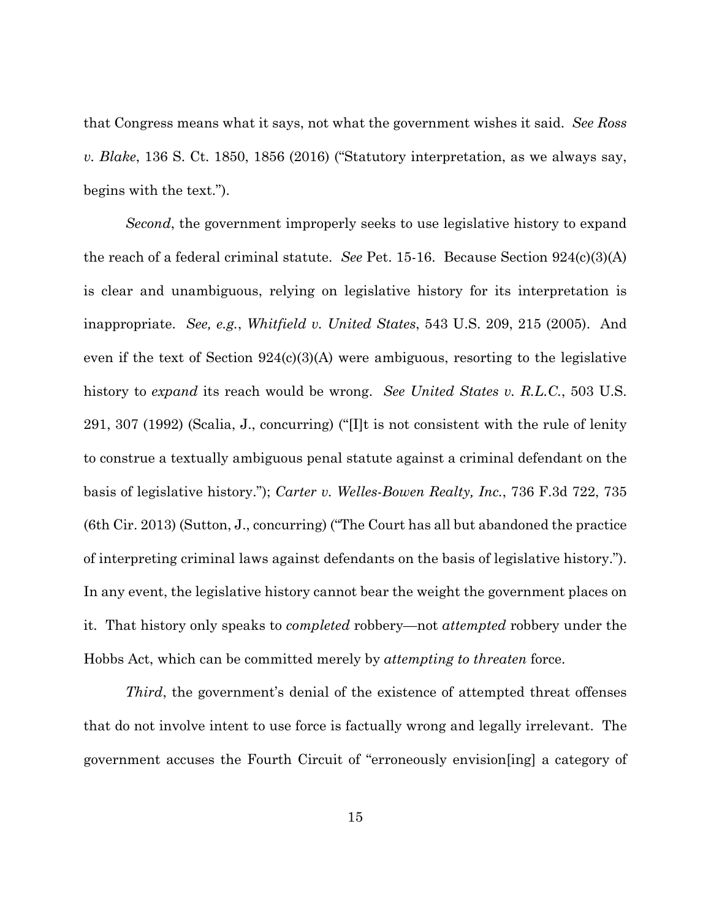that Congress means what it says, not what the government wishes it said. *See Ross v. Blake*, 136 S. Ct. 1850, 1856 (2016) ("Statutory interpretation, as we always say, begins with the text.").

*Second*, the government improperly seeks to use legislative history to expand the reach of a federal criminal statute. *See* Pet. 15-16. Because Section 924(c)(3)(A) is clear and unambiguous, relying on legislative history for its interpretation is inappropriate. *See, e.g.*, *Whitfield v. United States*, 543 U.S. 209, 215 (2005). And even if the text of Section 924(c)(3)(A) were ambiguous, resorting to the legislative history to *expand* its reach would be wrong. *See United States v. R.L.C.*, 503 U.S. 291, 307 (1992) (Scalia, J., concurring) ("[I]t is not consistent with the rule of lenity to construe a textually ambiguous penal statute against a criminal defendant on the basis of legislative history."); *Carter v. Welles-Bowen Realty, Inc.*, 736 F.3d 722, 735 (6th Cir. 2013) (Sutton, J., concurring) ("The Court has all but abandoned the practice of interpreting criminal laws against defendants on the basis of legislative history."). In any event, the legislative history cannot bear the weight the government places on it. That history only speaks to *completed* robbery—not *attempted* robbery under the Hobbs Act, which can be committed merely by *attempting to threaten* force.

*Third*, the government's denial of the existence of attempted threat offenses that do not involve intent to use force is factually wrong and legally irrelevant. The government accuses the Fourth Circuit of "erroneously envision[ing] a category of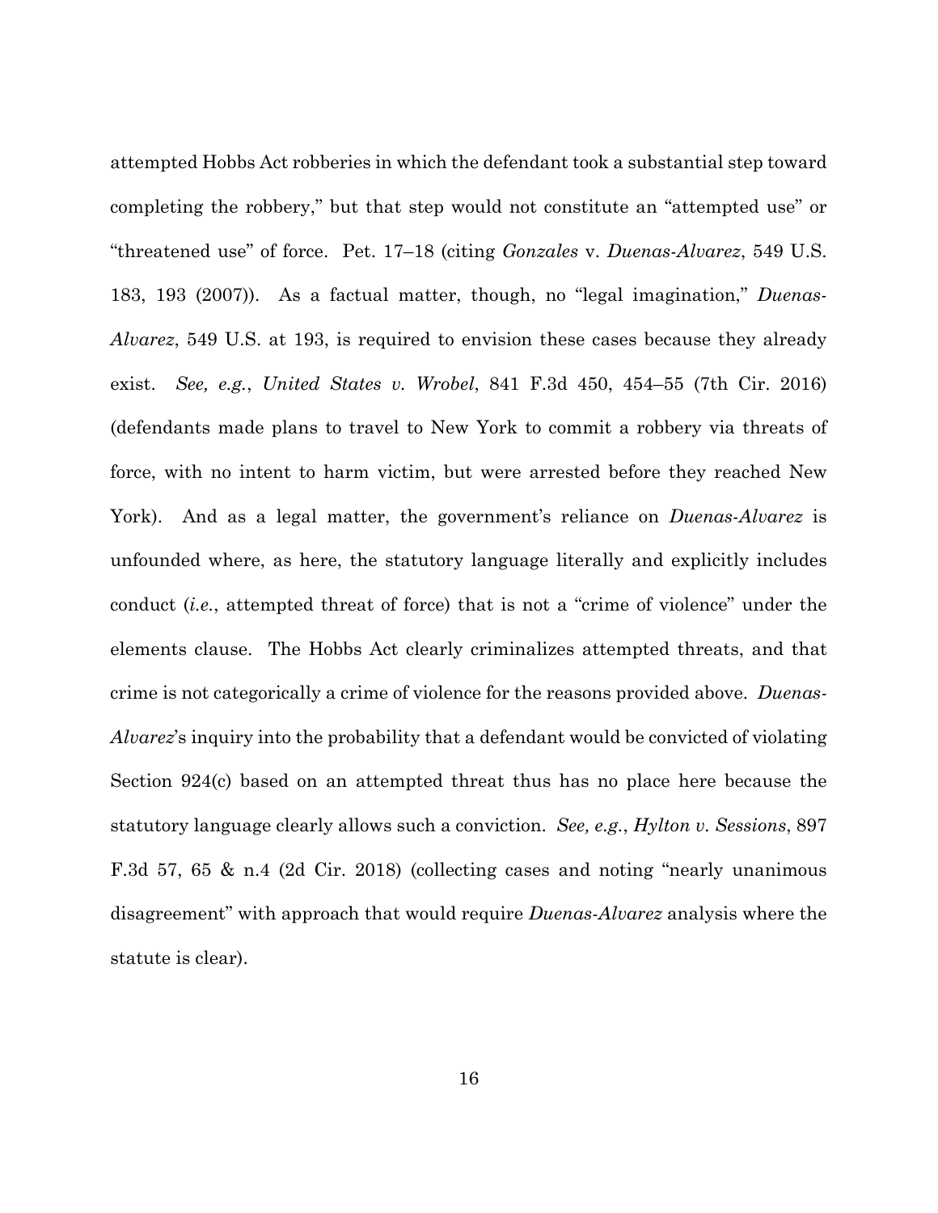attempted Hobbs Act robberies in which the defendant took a substantial step toward completing the robbery," but that step would not constitute an "attempted use" or "threatened use" of force. Pet. 17–18 (citing *Gonzales* v. *Duenas-Alvarez*, 549 U.S. 183, 193 (2007)). As a factual matter, though, no "legal imagination," *Duenas-Alvarez*, 549 U.S. at 193, is required to envision these cases because they already exist. *See, e.g.*, *United States v. Wrobel*, 841 F.3d 450, 454–55 (7th Cir. 2016) (defendants made plans to travel to New York to commit a robbery via threats of force, with no intent to harm victim, but were arrested before they reached New York). And as a legal matter, the government's reliance on *Duenas-Alvarez* is unfounded where, as here, the statutory language literally and explicitly includes conduct (*i.e.*, attempted threat of force) that is not a "crime of violence" under the elements clause. The Hobbs Act clearly criminalizes attempted threats, and that crime is not categorically a crime of violence for the reasons provided above. *Duenas-Alvarez*'s inquiry into the probability that a defendant would be convicted of violating Section 924(c) based on an attempted threat thus has no place here because the statutory language clearly allows such a conviction. *See, e.g.*, *Hylton v. Sessions*, 897 F.3d 57, 65 & n.4 (2d Cir. 2018) (collecting cases and noting "nearly unanimous disagreement" with approach that would require *Duenas-Alvarez* analysis where the statute is clear).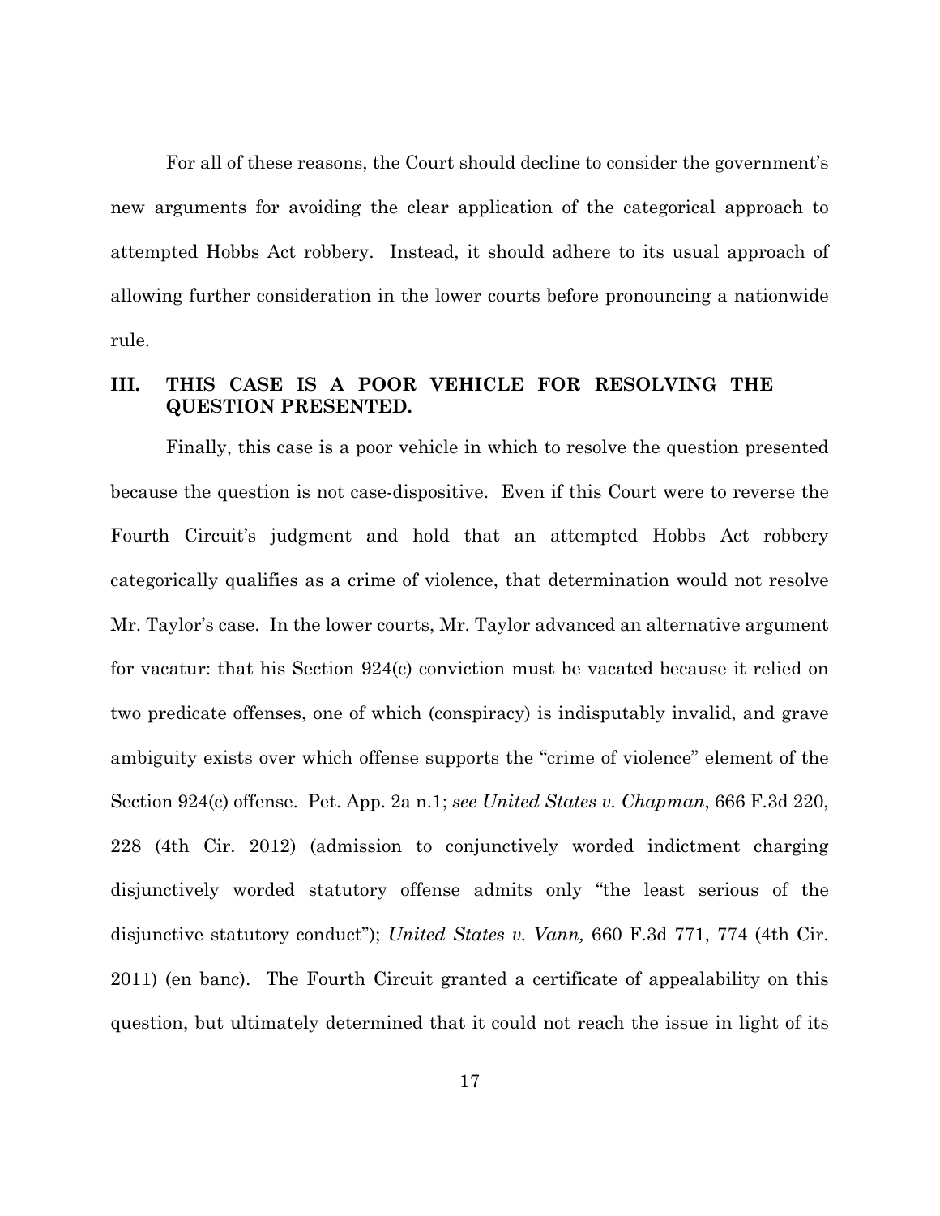For all of these reasons, the Court should decline to consider the government's new arguments for avoiding the clear application of the categorical approach to attempted Hobbs Act robbery. Instead, it should adhere to its usual approach of allowing further consideration in the lower courts before pronouncing a nationwide rule.

## III. THIS CASE IS A POOR VEHICLE FOR RESOLVING THE QUESTION PRESENTED.

Finally, this case is a poor vehicle in which to resolve the question presented because the question is not case-dispositive. Even if this Court were to reverse the Fourth Circuit's judgment and hold that an attempted Hobbs Act robbery categorically qualifies as a crime of violence, that determination would not resolve Mr. Taylor's case. In the lower courts, Mr. Taylor advanced an alternative argument for vacatur: that his Section 924(c) conviction must be vacated because it relied on two predicate offenses, one of which (conspiracy) is indisputably invalid, and grave ambiguity exists over which offense supports the "crime of violence" element of the Section 924(c) offense. Pet. App. 2a n.1; *see United States v. Chapman*, 666 F.3d 220, 228 (4th Cir. 2012) (admission to conjunctively worded indictment charging disjunctively worded statutory offense admits only "the least serious of the disjunctive statutory conduct"); *United States v. Vann,* 660 F.3d 771, 774 (4th Cir. 2011) (en banc). The Fourth Circuit granted a certificate of appealability on this question, but ultimately determined that it could not reach the issue in light of its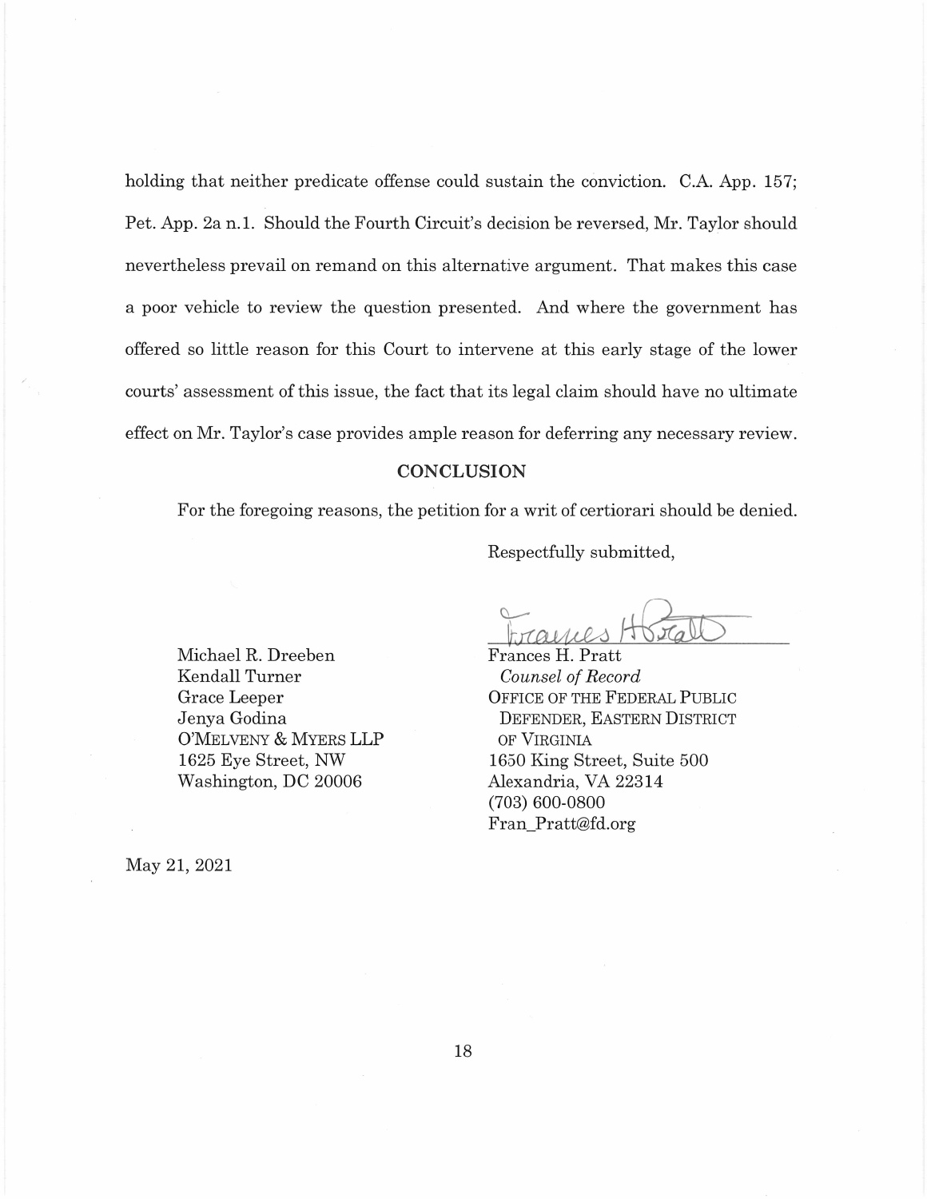holding that neither predicate offense could sustain the conviction. C.A. App. 157; Pet. App. 2a n.1. Should the Fourth Circuit's decision be reversed, Mr. Taylor should nevertheless prevail on remand on this alternative argument. That makes this case a poor vehicle to review the question presented. And where the government has offered so little reason for this Court to intervene at this early stage of the lower courts' assessment of this issue, the fact that its legal claim should have no ultimate effect on Mr. Taylor's case provides ample reason for deferring any necessary review.

## CONCLUSION

For the foregoing reasons, the petition for a writ of certiorari should be denied.

Respectfully submitted,

Frances H. Pratt
*Counsel of Record*
OFFICE OF THE FEDERAL PUBLIC DEFENDER, EASTERN DISTRICT OF VIRGINIA
1650 King Street, Suite 500
Alexandria, VA 22314
(703) 600-0800
Fran_Pratt@fd.org

Michael R. Dreeben
Kendall Turner
Grace Leeper
Jenya Godina
O'MELVENY & MYERS LLP
1625 Eye Street, NW
Washington, DC 20006

May 21, 2021